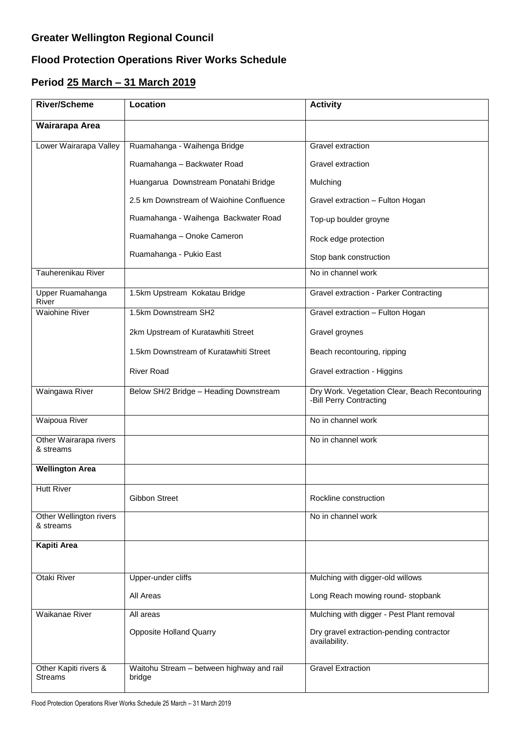## Greater Wellington Regional Council

## Flood Protection Operations River Works Schedule

## Period 25 March – 31 March 2019

| River/Scheme | Location | Activity |
|---|---|---|
| **Wairarapa Area** | | |
| Lower Wairarapa Valley | Ruamahanga - Waihenga Bridge | Gravel extraction |
| | Ruamahanga – Backwater Road | Gravel extraction |
| | Huangarua Downstream Ponatahi Bridge | Mulching |
| | 2.5 km Downstream of Waiohine Confluence | Gravel extraction – Fulton Hogan |
| | Ruamahanga - Waihenga Backwater Road | Top-up boulder groyne |
| | Ruamahanga – Onoke Cameron | Rock edge protection |
| | Ruamahanga - Pukio East | Stop bank construction |
| Tauherenikau River | | No in channel work |
| Upper Ruamahanga River | 1.5km Upstream Kokatau Bridge | Gravel extraction - Parker Contracting |
| Waiohine River | 1.5km Downstream SH2 | Gravel extraction – Fulton Hogan |
| | 2km Upstream of Kuratawhiti Street | Gravel groynes |
| | 1.5km Downstream of Kuratawhiti Street | Beach recontouring, ripping |
| | River Road | Gravel extraction - Higgins |
| Waingawa River | Below SH/2 Bridge – Heading Downstream | Dry Work. Vegetation Clear, Beach Recontouring -Bill Perry Contracting |
| Waipoua River | | No in channel work |
| Other Wairarapa rivers & streams | | No in channel work |
| **Wellington Area** | | |
| Hutt River | Gibbon Street | Rockline construction |
| Other Wellington rivers & streams | | No in channel work |
| **Kapiti Area** | | |
| Otaki River | Upper-under cliffs | Mulching with digger-old willows |
| | All Areas | Long Reach mowing round- stopbank |
| Waikanae River | All areas | Mulching with digger - Pest Plant removal |
| | Opposite Holland Quarry | Dry gravel extraction-pending contractor availability. |
| Other Kapiti rivers & Streams | Waitohu Stream – between highway and rail bridge | Gravel Extraction |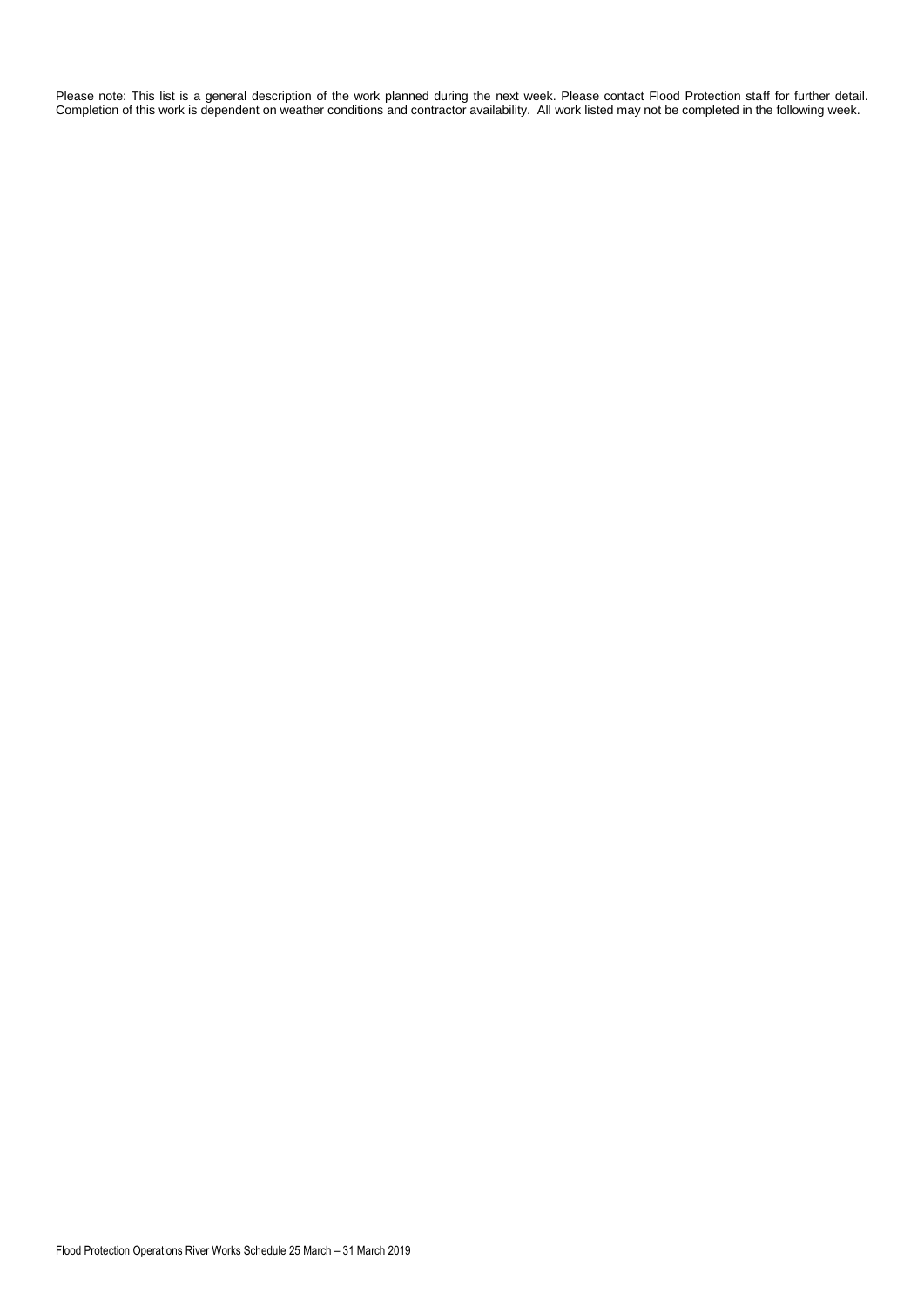Please note: This list is a general description of the work planned during the next week. Please contact Flood Protection staff for further detail. Completion of this work is dependent on weather conditions and contractor availability. All work listed may not be completed in the following week.